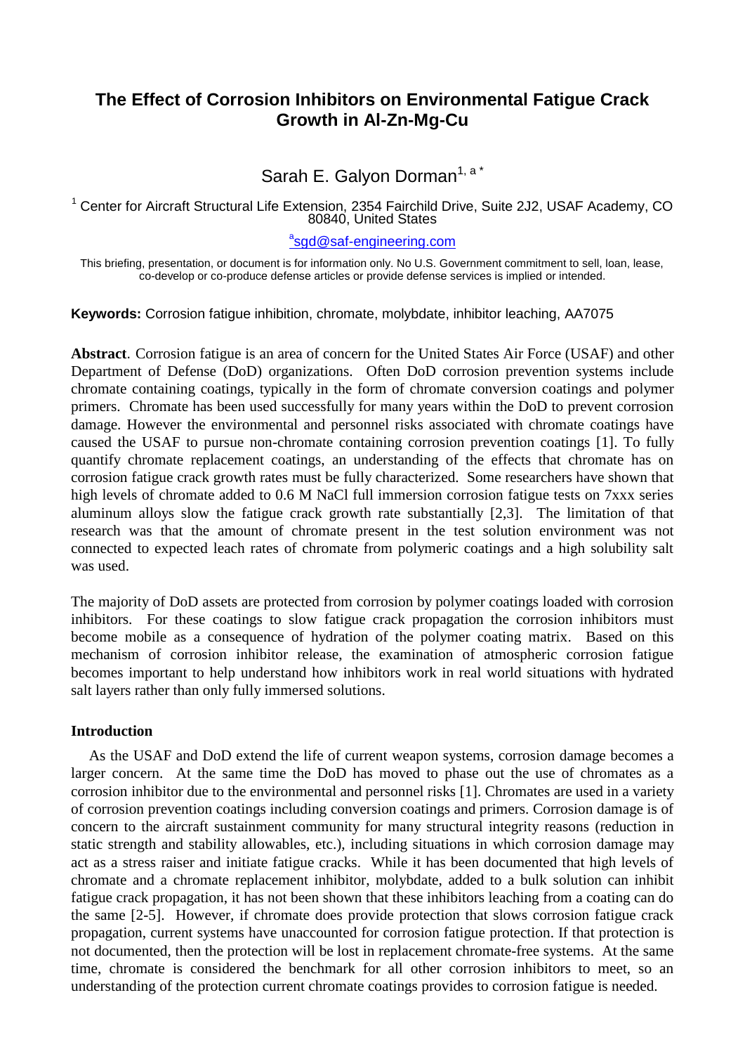# The Effect of Corrosion Inhibitors on Environmental Fatigue Crack Growth in Al-Zn-Mg-Cu

Sarah E. Galyon Dorman[1, a *]

[1] Center for Aircraft Structural Life Extension, 2354 Fairchild Drive, Suite 2J2, USAF Academy, CO 80840, United States

[a]sgd@saf-engineering.com

This briefing, presentation, or document is for information only. No U.S. Government commitment to sell, loan, lease, co-develop or co-produce defense articles or provide defense services is implied or intended.

**Keywords:** Corrosion fatigue inhibition, chromate, molybdate, inhibitor leaching, AA7075

**Abstract**. Corrosion fatigue is an area of concern for the United States Air Force (USAF) and other Department of Defense (DoD) organizations. Often DoD corrosion prevention systems include chromate containing coatings, typically in the form of chromate conversion coatings and polymer primers. Chromate has been used successfully for many years within the DoD to prevent corrosion damage. However the environmental and personnel risks associated with chromate coatings have caused the USAF to pursue non-chromate containing corrosion prevention coatings [1]. To fully quantify chromate replacement coatings, an understanding of the effects that chromate has on corrosion fatigue crack growth rates must be fully characterized. Some researchers have shown that high levels of chromate added to 0.6 M NaCl full immersion corrosion fatigue tests on 7xxx series aluminum alloys slow the fatigue crack growth rate substantially [2,3]. The limitation of that research was that the amount of chromate present in the test solution environment was not connected to expected leach rates of chromate from polymeric coatings and a high solubility salt was used.

The majority of DoD assets are protected from corrosion by polymer coatings loaded with corrosion inhibitors. For these coatings to slow fatigue crack propagation the corrosion inhibitors must become mobile as a consequence of hydration of the polymer coating matrix. Based on this mechanism of corrosion inhibitor release, the examination of atmospheric corrosion fatigue becomes important to help understand how inhibitors work in real world situations with hydrated salt layers rather than only fully immersed solutions.

## Introduction

As the USAF and DoD extend the life of current weapon systems, corrosion damage becomes a larger concern. At the same time the DoD has moved to phase out the use of chromates as a corrosion inhibitor due to the environmental and personnel risks [1]. Chromates are used in a variety of corrosion prevention coatings including conversion coatings and primers. Corrosion damage is of concern to the aircraft sustainment community for many structural integrity reasons (reduction in static strength and stability allowables, etc.), including situations in which corrosion damage may act as a stress raiser and initiate fatigue cracks. While it has been documented that high levels of chromate and a chromate replacement inhibitor, molybdate, added to a bulk solution can inhibit fatigue crack propagation, it has not been shown that these inhibitors leaching from a coating can do the same [2-5]. However, if chromate does provide protection that slows corrosion fatigue crack propagation, current systems have unaccounted for corrosion fatigue protection. If that protection is not documented, then the protection will be lost in replacement chromate-free systems. At the same time, chromate is considered the benchmark for all other corrosion inhibitors to meet, so an understanding of the protection current chromate coatings provides to corrosion fatigue is needed.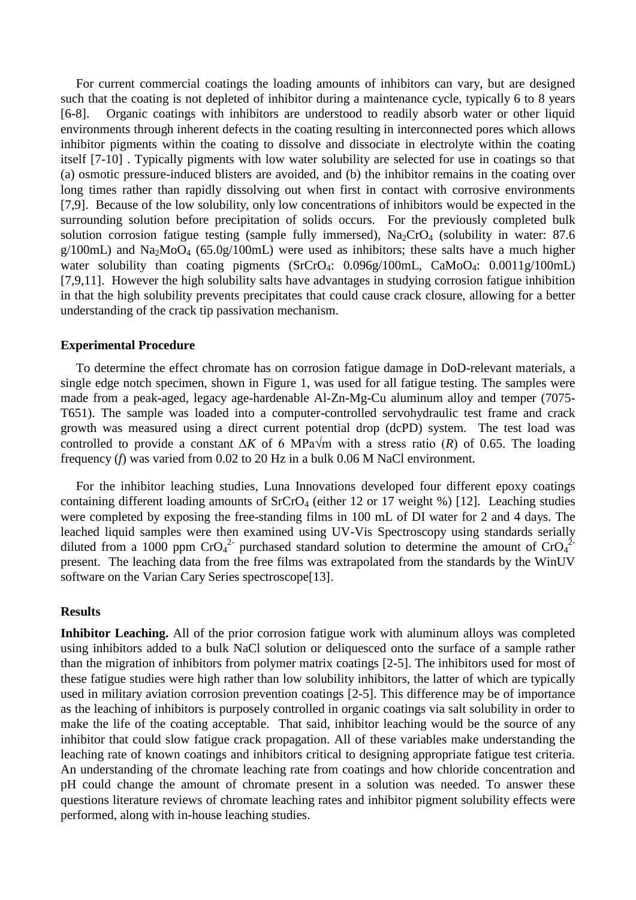For current commercial coatings the loading amounts of inhibitors can vary, but are designed such that the coating is not depleted of inhibitor during a maintenance cycle, typically 6 to 8 years [6-8]. Organic coatings with inhibitors are understood to readily absorb water or other liquid environments through inherent defects in the coating resulting in interconnected pores which allows inhibitor pigments within the coating to dissolve and dissociate in electrolyte within the coating itself [7-10] . Typically pigments with low water solubility are selected for use in coatings so that (a) osmotic pressure-induced blisters are avoided, and (b) the inhibitor remains in the coating over long times rather than rapidly dissolving out when first in contact with corrosive environments [7,9]. Because of the low solubility, only low concentrations of inhibitors would be expected in the surrounding solution before precipitation of solids occurs. For the previously completed bulk solution corrosion fatigue testing (sample fully immersed), $Na_2CrO_4$ (solubility in water: 87.6 g/100mL) and $Na_2MoO_4$ (65.0g/100mL) were used as inhibitors; these salts have a much higher water solubility than coating pigments ($SrCrO_4$: 0.096g/100mL, $CaMoO_4$: 0.0011g/100mL) [7,9,11]. However the high solubility salts have advantages in studying corrosion fatigue inhibition in that the high solubility prevents precipitates that could cause crack closure, allowing for a better understanding of the crack tip passivation mechanism.

## Experimental Procedure

To determine the effect chromate has on corrosion fatigue damage in DoD-relevant materials, a single edge notch specimen, shown in Figure 1, was used for all fatigue testing. The samples were made from a peak-aged, legacy age-hardenable Al-Zn-Mg-Cu aluminum alloy and temper (7075-T651). The sample was loaded into a computer-controlled servohydraulic test frame and crack growth was measured using a direct current potential drop (dcPD) system. The test load was controlled to provide a constant $\Delta K$ of 6 MPa$\sqrt{m}$ with a stress ratio ($R$) of 0.65. The loading frequency ($f$) was varied from 0.02 to 20 Hz in a bulk 0.06 M NaCl environment.

For the inhibitor leaching studies, Luna Innovations developed four different epoxy coatings containing different loading amounts of $SrCrO_4$ (either 12 or 17 weight %) [12]. Leaching studies were completed by exposing the free-standing films in 100 mL of DI water for 2 and 4 days. The leached liquid samples were then examined using UV-Vis Spectroscopy using standards serially diluted from a 1000 ppm $CrO_4^{2-}$ purchased standard solution to determine the amount of $CrO_4^{2-}$ present. The leaching data from the free films was extrapolated from the standards by the WinUV software on the Varian Cary Series spectroscope[13].

## Results

**Inhibitor Leaching.** All of the prior corrosion fatigue work with aluminum alloys was completed using inhibitors added to a bulk NaCl solution or deliquesced onto the surface of a sample rather than the migration of inhibitors from polymer matrix coatings [2-5]. The inhibitors used for most of these fatigue studies were high rather than low solubility inhibitors, the latter of which are typically used in military aviation corrosion prevention coatings [2-5]. This difference may be of importance as the leaching of inhibitors is purposely controlled in organic coatings via salt solubility in order to make the life of the coating acceptable. That said, inhibitor leaching would be the source of any inhibitor that could slow fatigue crack propagation. All of these variables make understanding the leaching rate of known coatings and inhibitors critical to designing appropriate fatigue test criteria. An understanding of the chromate leaching rate from coatings and how chloride concentration and pH could change the amount of chromate present in a solution was needed. To answer these questions literature reviews of chromate leaching rates and inhibitor pigment solubility effects were performed, along with in-house leaching studies.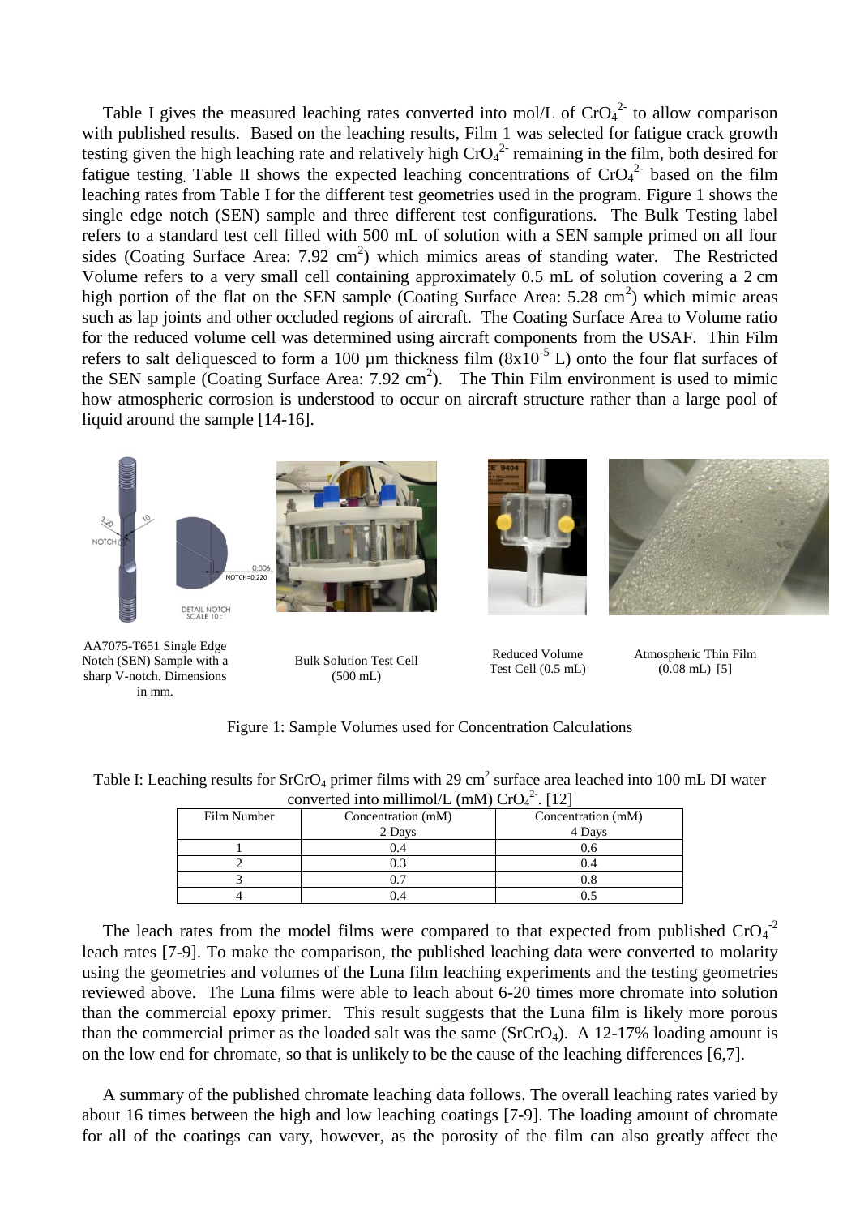Table I gives the measured leaching rates converted into mol/L of $CrO_4^{2-}$ to allow comparison with published results. Based on the leaching results, Film 1 was selected for fatigue crack growth testing given the high leaching rate and relatively high $CrO_4^{2-}$ remaining in the film, both desired for fatigue testing. Table II shows the expected leaching concentrations of $CrO_4^{2-}$ based on the film leaching rates from Table I for the different test geometries used in the program. Figure 1 shows the single edge notch (SEN) sample and three different test configurations. The Bulk Testing label refers to a standard test cell filled with 500 mL of solution with a SEN sample primed on all four sides (Coating Surface Area: 7.92 $cm^2$) which mimics areas of standing water. The Restricted Volume refers to a very small cell containing approximately 0.5 mL of solution covering a 2 cm high portion of the flat on the SEN sample (Coating Surface Area: 5.28 $cm^2$) which mimic areas such as lap joints and other occluded regions of aircraft. The Coating Surface Area to Volume ratio for the reduced volume cell was determined using aircraft components from the USAF. Thin Film refers to salt deliquesced to form a 100 µm thickness film ($8 \times 10^{-5}$ L) onto the four flat surfaces of the SEN sample (Coating Surface Area: 7.92 $cm^2$). The Thin Film environment is used to mimic how atmospheric corrosion is understood to occur on aircraft structure rather than a large pool of liquid around the sample [14-16].

AA7075-T651 Single Edge Notch (SEN) Sample with a sharp V-notch. Dimensions in mm.

Bulk Solution Test Cell (500 mL)

Reduced Volume Test Cell (0.5 mL)

Atmospheric Thin Film (0.08 mL) [5]

Figure 1: Sample Volumes used for Concentration Calculations

Table I: Leaching results for $SrCrO_4$ primer films with 29 $cm^2$ surface area leached into 100 mL DI water converted into millimol/L (mM) $CrO_4^{2-}$. [12]

| Film Number | Concentration (mM) 2 Days | Concentration (mM) 4 Days |
|---|---|---|
| 1 | 0.4 | 0.6 |
| 2 | 0.3 | 0.4 |
| 3 | 0.7 | 0.8 |
| 4 | 0.4 | 0.5 |

The leach rates from the model films were compared to that expected from published $CrO_4^{-2}$ leach rates [7-9]. To make the comparison, the published leaching data were converted to molarity using the geometries and volumes of the Luna film leaching experiments and the testing geometries reviewed above. The Luna films were able to leach about 6-20 times more chromate into solution than the commercial epoxy primer. This result suggests that the Luna film is likely more porous than the commercial primer as the loaded salt was the same ($SrCrO_4$). A 12-17% loading amount is on the low end for chromate, so that is unlikely to be the cause of the leaching differences [6,7].

A summary of the published chromate leaching data follows. The overall leaching rates varied by about 16 times between the high and low leaching coatings [7-9]. The loading amount of chromate for all of the coatings can vary, however, as the porosity of the film can also greatly affect the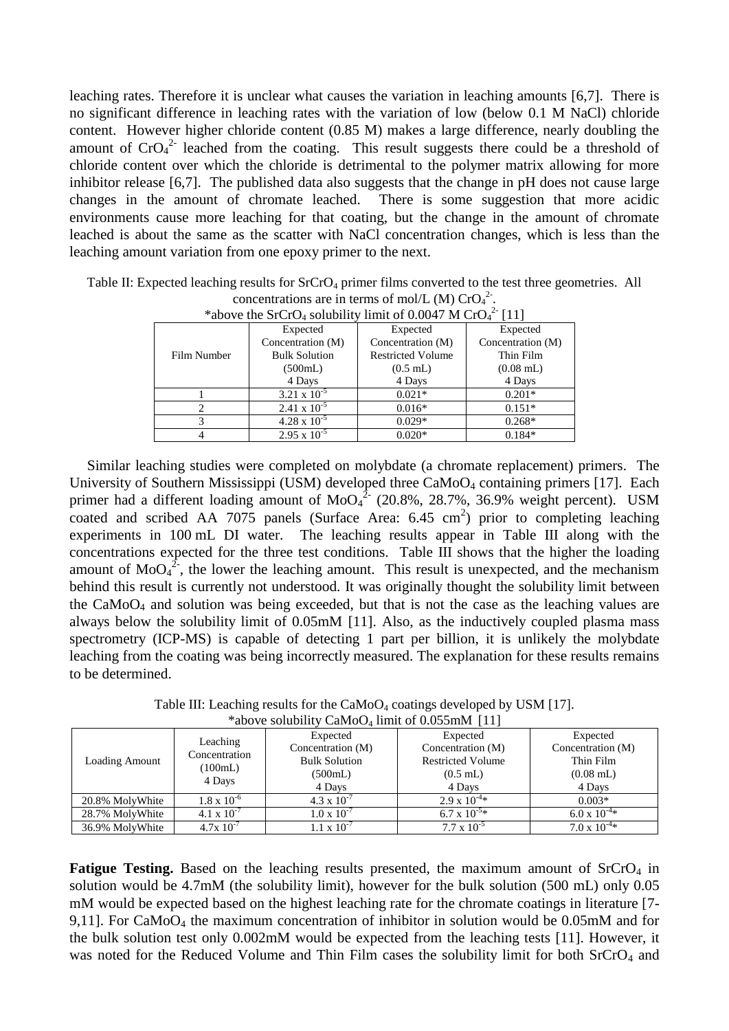leaching rates. Therefore it is unclear what causes the variation in leaching amounts [6,7]. There is no significant difference in leaching rates with the variation of low (below 0.1 M NaCl) chloride content. However higher chloride content (0.85 M) makes a large difference, nearly doubling the amount of $CrO_4^{2-}$ leached from the coating. This result suggests there could be a threshold of chloride content over which the chloride is detrimental to the polymer matrix allowing for more inhibitor release [6,7]. The published data also suggests that the change in pH does not cause large changes in the amount of chromate leached. There is some suggestion that more acidic environments cause more leaching for that coating, but the change in the amount of chromate leached is about the same as the scatter with NaCl concentration changes, which is less than the leaching amount variation from one epoxy primer to the next.

Table II: Expected leaching results for $SrCrO_4$ primer films converted to the test three geometries. All concentrations are in terms of mol/L (M) $CrO_4^{2-}$.
*above the $SrCrO_4$ solubility limit of 0.0047 M $CrO_4^{2-}$ [11]

| Film Number | Expected Concentration (M) Bulk Solution (500mL) 4 Days | Expected Concentration (M) Restricted Volume (0.5 mL) 4 Days | Expected Concentration (M) Thin Film (0.08 mL) 4 Days |
|---|---|---|---|
| 1 | $3.21 \times 10^{-5}$ | 0.021* | 0.201* |
| 2 | $2.41 \times 10^{-5}$ | 0.016* | 0.151* |
| 3 | $4.28 \times 10^{-5}$ | 0.029* | 0.268* |
| 4 | $2.95 \times 10^{-5}$ | 0.020* | 0.184* |

Similar leaching studies were completed on molybdate (a chromate replacement) primers. The University of Southern Mississippi (USM) developed three $CaMoO_4$ containing primers [17]. Each primer had a different loading amount of $MoO_4^{2-}$ (20.8%, 28.7%, 36.9% weight percent). USM coated and scribed AA 7075 panels (Surface Area: 6.45 $cm^2$) prior to completing leaching experiments in 100 mL DI water. The leaching results appear in Table III along with the concentrations expected for the three test conditions. Table III shows that the higher the loading amount of $MoO_4^{2-}$, the lower the leaching amount. This result is unexpected, and the mechanism behind this result is currently not understood. It was originally thought the solubility limit between the $CaMoO_4$ and solution was being exceeded, but that is not the case as the leaching values are always below the solubility limit of 0.05mM [11]. Also, as the inductively coupled plasma mass spectrometry (ICP-MS) is capable of detecting 1 part per billion, it is unlikely the molybdate leaching from the coating was being incorrectly measured. The explanation for these results remains to be determined.

Table III: Leaching results for the $CaMoO_4$ coatings developed by USM [17].
*above solubility $CaMoO_4$ limit of 0.055mM [11]

| Loading Amount | Leaching Concentration (100mL) 4 Days | Expected Concentration (M) Bulk Solution (500mL) 4 Days | Expected Concentration (M) Restricted Volume (0.5 mL) 4 Days | Expected Concentration (M) Thin Film (0.08 mL) 4 Days |
|---|---|---|---|---|
| 20.8% MolyWhite | $1.8 \times 10^{-6}$ | $4.3 \times 10^{-7}$ | $2.9 \times 10^{-4}$* | 0.003* |
| 28.7% MolyWhite | $4.1 \times 10^{-7}$ | $1.0 \times 10^{-7}$ | $6.7 \times 10^{-5}$* | $6.0 \times 10^{-4}$* |
| 36.9% MolyWhite | $4.7 \times 10^{-7}$ | $1.1 \times 10^{-7}$ | $7.7 \times 10^{-5}$ | $7.0 \times 10^{-4}$* |

**Fatigue Testing.** Based on the leaching results presented, the maximum amount of $SrCrO_4$ in solution would be 4.7mM (the solubility limit), however for the bulk solution (500 mL) only 0.05 mM would be expected based on the highest leaching rate for the chromate coatings in literature [7-9,11]. For $CaMoO_4$ the maximum concentration of inhibitor in solution would be 0.05mM and for the bulk solution test only 0.002mM would be expected from the leaching tests [11]. However, it was noted for the Reduced Volume and Thin Film cases the solubility limit for both $SrCrO_4$ and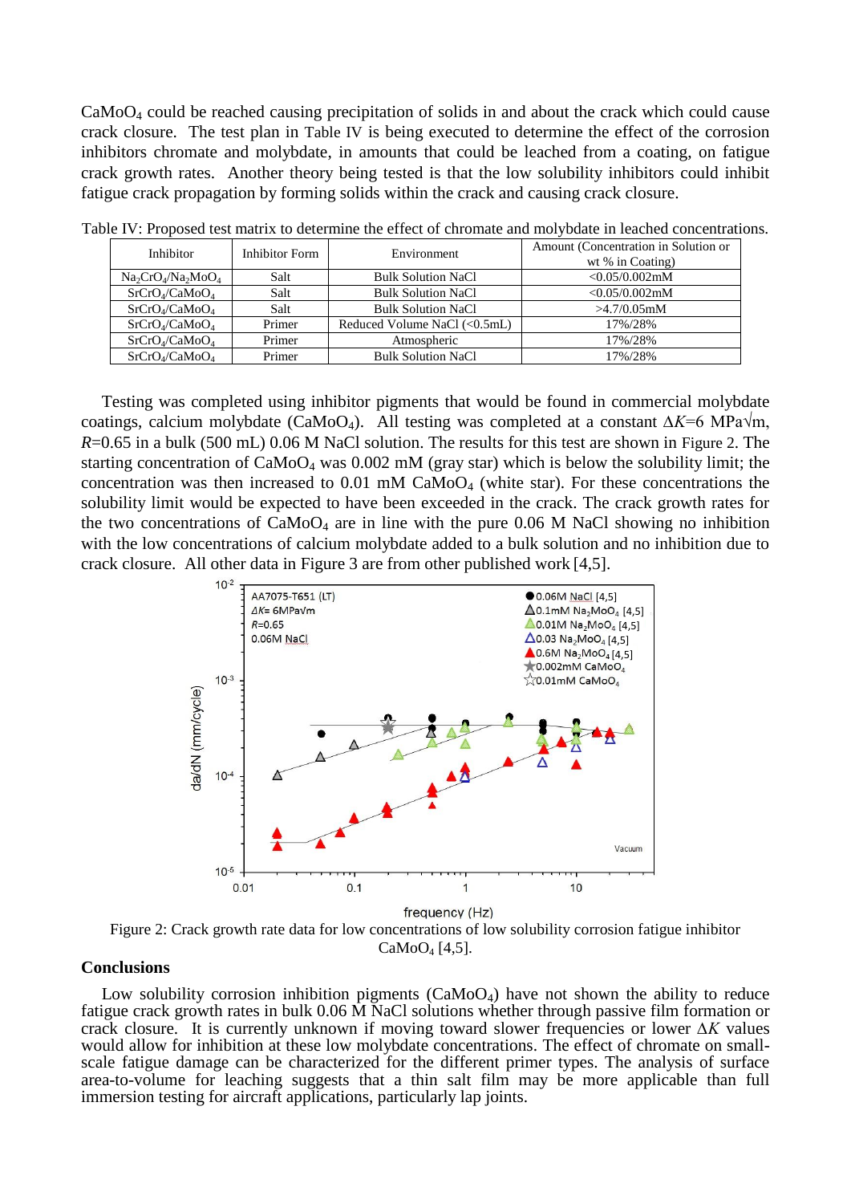$CaMoO_4$ could be reached causing precipitation of solids in and about the crack which could cause crack closure. The test plan in Table IV is being executed to determine the effect of the corrosion inhibitors chromate and molybdate, in amounts that could be leached from a coating, on fatigue crack growth rates. Another theory being tested is that the low solubility inhibitors could inhibit fatigue crack propagation by forming solids within the crack and causing crack closure.

Table IV: Proposed test matrix to determine the effect of chromate and molybdate in leached concentrations.

| Inhibitor | Inhibitor Form | Environment | Amount (Concentration in Solution or wt % in Coating) |
|---|---|---|---|
| $Na_2CrO_4$/$Na_2MoO_4$ | Salt | Bulk Solution NaCl | <0.05/0.002mM |
| $SrCrO_4$/$CaMoO_4$ | Salt | Bulk Solution NaCl | <0.05/0.002mM |
| $SrCrO_4$/$CaMoO_4$ | Salt | Bulk Solution NaCl | >4.7/0.05mM |
| $SrCrO_4$/$CaMoO_4$ | Primer | Reduced Volume NaCl (<0.5mL) | 17%/28% |
| $SrCrO_4$/$CaMoO_4$ | Primer | Atmospheric | 17%/28% |
| $SrCrO_4$/$CaMoO_4$ | Primer | Bulk Solution NaCl | 17%/28% |

Testing was completed using inhibitor pigments that would be found in commercial molybdate coatings, calcium molybdate ($CaMoO_4$). All testing was completed at a constant $\Delta K$=6 MPa√m, $R$=0.65 in a bulk (500 mL) 0.06 M NaCl solution. The results for this test are shown in Figure 2. The starting concentration of $CaMoO_4$ was 0.002 mM (gray star) which is below the solubility limit; the concentration was then increased to 0.01 mM $CaMoO_4$ (white star). For these concentrations the solubility limit would be expected to have been exceeded in the crack. The crack growth rates for the two concentrations of $CaMoO_4$ are in line with the pure 0.06 M NaCl showing no inhibition with the low concentrations of calcium molybdate added to a bulk solution and no inhibition due to crack closure. All other data in Figure 3 are from other published work [4,5].

AA7075-T651 (LT)
ΔK= 6MPa√m
R=0.65
0.06M NaCl

0.06M NaCl [4,5]
0.1mM $Na_2MoO_4$ [4,5]
0.01M $Na_2MoO_4$ [4,5]
0.03 $Na_2MoO_4$ [4,5]
0.6M $Na_2MoO_4$ [4,5]
0.002mM $CaMoO_4$
0.01mM $CaMoO_4$

Vacuum

da/dN (mm/cycle)
$10^{-2}$
$10^{-3}$
$10^{-4}$
$10^{-5}$
0.01
0.1
1
10
frequency (Hz)

Figure 2: Crack growth rate data for low concentrations of low solubility corrosion fatigue inhibitor $CaMoO_4$ [4,5].

## Conclusions

Low solubility corrosion inhibition pigments ($CaMoO_4$) have not shown the ability to reduce fatigue crack growth rates in bulk 0.06 M NaCl solutions whether through passive film formation or crack closure. It is currently unknown if moving toward slower frequencies or lower $\Delta K$ values would allow for inhibition at these low molybdate concentrations. The effect of chromate on small-scale fatigue damage can be characterized for the different primer types. The analysis of surface area-to-volume for leaching suggests that a thin salt film may be more applicable than full immersion testing for aircraft applications, particularly lap joints.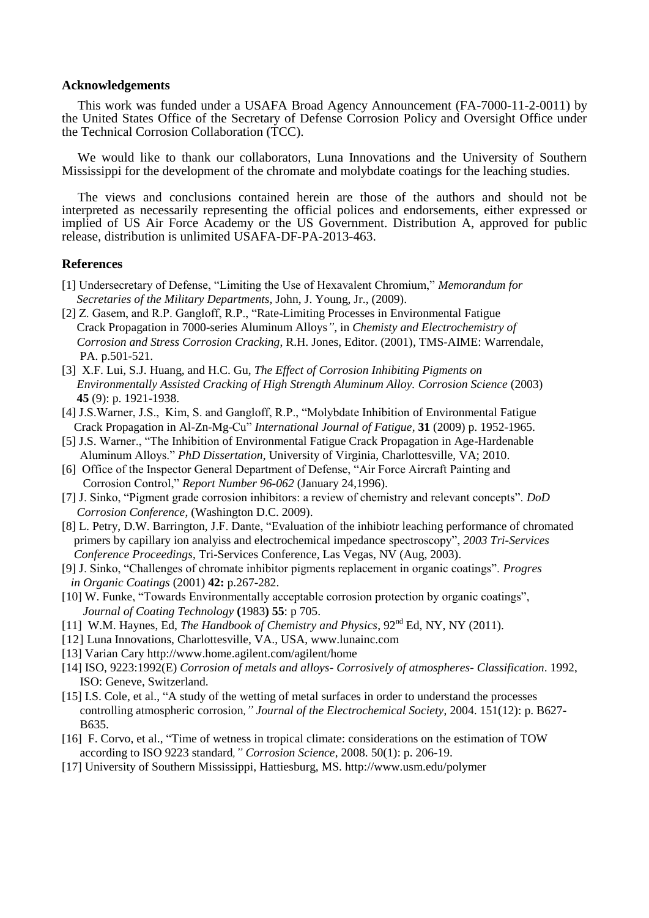### Acknowledgements

This work was funded under a USAFA Broad Agency Announcement (FA-7000-11-2-0011) by the United States Office of the Secretary of Defense Corrosion Policy and Oversight Office under the Technical Corrosion Collaboration (TCC).

We would like to thank our collaborators, Luna Innovations and the University of Southern Mississippi for the development of the chromate and molybdate coatings for the leaching studies.

The views and conclusions contained herein are those of the authors and should not be interpreted as necessarily representing the official polices and endorsements, either expressed or implied of US Air Force Academy or the US Government. Distribution A, approved for public release, distribution is unlimited USAFA-DF-PA-2013-463.

### References

[1] Undersecretary of Defense, "Limiting the Use of Hexavalent Chromium," *Memorandum for Secretaries of the Military Departments*, John, J. Young, Jr., (2009).

[2] Z. Gasem, and R.P. Gangloff, R.P., "Rate-Limiting Processes in Environmental Fatigue Crack Propagation in 7000-series Aluminum Alloys", in *Chemisty and Electrochemistry of Corrosion and Stress Corrosion Cracking*, R.H. Jones, Editor. (2001), TMS-AIME: Warrendale, PA. p.501-521.

[3] X.F. Lui, S.J. Huang, and H.C. Gu, *The Effect of Corrosion Inhibiting Pigments on Environmentally Assisted Cracking of High Strength Aluminum Alloy. Corrosion Science* (2003) **45** (9): p. 1921-1938.

[4] J.S.Warner, J.S., Kim, S. and Gangloff, R.P., "Molybdate Inhibition of Environmental Fatigue Crack Propagation in Al-Zn-Mg-Cu" *International Journal of Fatigue*, **31** (2009) p. 1952-1965.

[5] J.S. Warner., "The Inhibition of Environmental Fatigue Crack Propagation in Age-Hardenable Aluminum Alloys." *PhD Dissertation*, University of Virginia, Charlottesville, VA; 2010.

[6] Office of the Inspector General Department of Defense, "Air Force Aircraft Painting and Corrosion Control," *Report Number 96-062* (January 24,1996).

[7] J. Sinko, "Pigment grade corrosion inhibitors: a review of chemistry and relevant concepts". *DoD Corrosion Conference*, (Washington D.C. 2009).

[8] L. Petry, D.W. Barrington, J.F. Dante, "Evaluation of the inhibiotr leaching performance of chromated primers by capillary ion analyiss and electrochemical impedance spectroscopy", *2003 Tri-Services Conference Proceedings*, Tri-Services Conference, Las Vegas, NV (Aug, 2003).

[9] J. Sinko, "Challenges of chromate inhibitor pigments replacement in organic coatings". *Progres in Organic Coatings* (2001) **42:** p.267-282.

[10] W. Funke, "Towards Environmentally acceptable corrosion protection by organic coatings", *Journal of Coating Technology* **(**1983**) 55**: p 705.

[11] W.M. Haynes, Ed, *The Handbook of Chemistry and Physics*, 92nd Ed, NY, NY (2011).

[12] Luna Innovations, Charlottesville, VA., USA, www.lunainc.com

[13] Varian Cary http://www.home.agilent.com/agilent/home

[14] ISO, 9223:1992(E) *Corrosion of metals and alloys- Corrosively of atmospheres- Classification*. 1992, ISO: Geneve, Switzerland.

[15] I.S. Cole, et al., "A study of the wetting of metal surfaces in order to understand the processes controlling atmospheric corrosion," *Journal of the Electrochemical Society*, 2004. 151(12): p. B627-B635.

[16] F. Corvo, et al., "Time of wetness in tropical climate: considerations on the estimation of TOW according to ISO 9223 standard," *Corrosion Science*, 2008. 50(1): p. 206-19.

[17] University of Southern Mississippi, Hattiesburg, MS. http://www.usm.edu/polymer